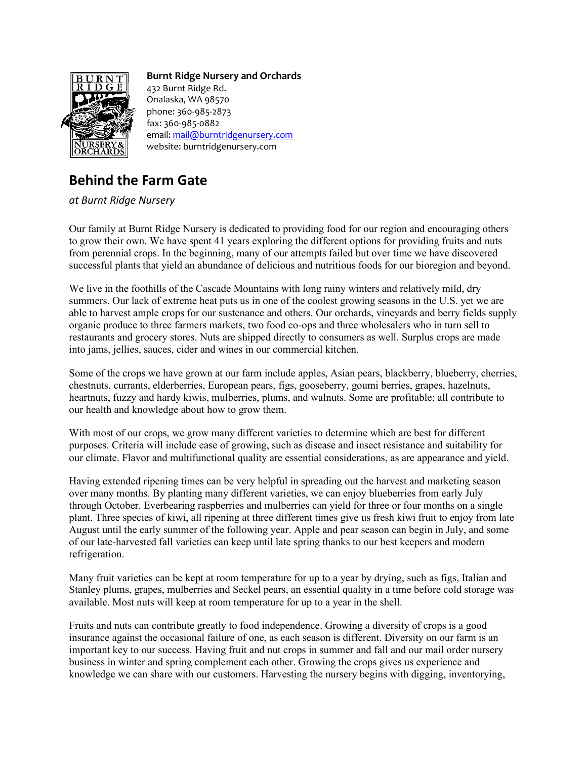**Burnt Ridge Nursery and Orchards**
432 Burnt Ridge Rd.
Onalaska, WA 98570
phone: 360-985-2873
fax: 360-985-0882
email: mail@burntridgenursery.com
website: burntridgenursery.com

## Behind the Farm Gate

*at Burnt Ridge Nursery*

Our family at Burnt Ridge Nursery is dedicated to providing food for our region and encouraging others to grow their own. We have spent 41 years exploring the different options for providing fruits and nuts from perennial crops. In the beginning, many of our attempts failed but over time we have discovered successful plants that yield an abundance of delicious and nutritious foods for our bioregion and beyond.

We live in the foothills of the Cascade Mountains with long rainy winters and relatively mild, dry summers. Our lack of extreme heat puts us in one of the coolest growing seasons in the U.S. yet we are able to harvest ample crops for our sustenance and others. Our orchards, vineyards and berry fields supply organic produce to three farmers markets, two food co-ops and three wholesalers who in turn sell to restaurants and grocery stores. Nuts are shipped directly to consumers as well. Surplus crops are made into jams, jellies, sauces, cider and wines in our commercial kitchen.

Some of the crops we have grown at our farm include apples, Asian pears, blackberry, blueberry, cherries, chestnuts, currants, elderberries, European pears, figs, gooseberry, goumi berries, grapes, hazelnuts, heartnuts, fuzzy and hardy kiwis, mulberries, plums, and walnuts. Some are profitable; all contribute to our health and knowledge about how to grow them.

With most of our crops, we grow many different varieties to determine which are best for different purposes. Criteria will include ease of growing, such as disease and insect resistance and suitability for our climate. Flavor and multifunctional quality are essential considerations, as are appearance and yield.

Having extended ripening times can be very helpful in spreading out the harvest and marketing season over many months. By planting many different varieties, we can enjoy blueberries from early July through October. Everbearing raspberries and mulberries can yield for three or four months on a single plant. Three species of kiwi, all ripening at three different times give us fresh kiwi fruit to enjoy from late August until the early summer of the following year. Apple and pear season can begin in July, and some of our late-harvested fall varieties can keep until late spring thanks to our best keepers and modern refrigeration.

Many fruit varieties can be kept at room temperature for up to a year by drying, such as figs, Italian and Stanley plums, grapes, mulberries and Seckel pears, an essential quality in a time before cold storage was available. Most nuts will keep at room temperature for up to a year in the shell.

Fruits and nuts can contribute greatly to food independence. Growing a diversity of crops is a good insurance against the occasional failure of one, as each season is different. Diversity on our farm is an important key to our success. Having fruit and nut crops in summer and fall and our mail order nursery business in winter and spring complement each other. Growing the crops gives us experience and knowledge we can share with our customers. Harvesting the nursery begins with digging, inventorying,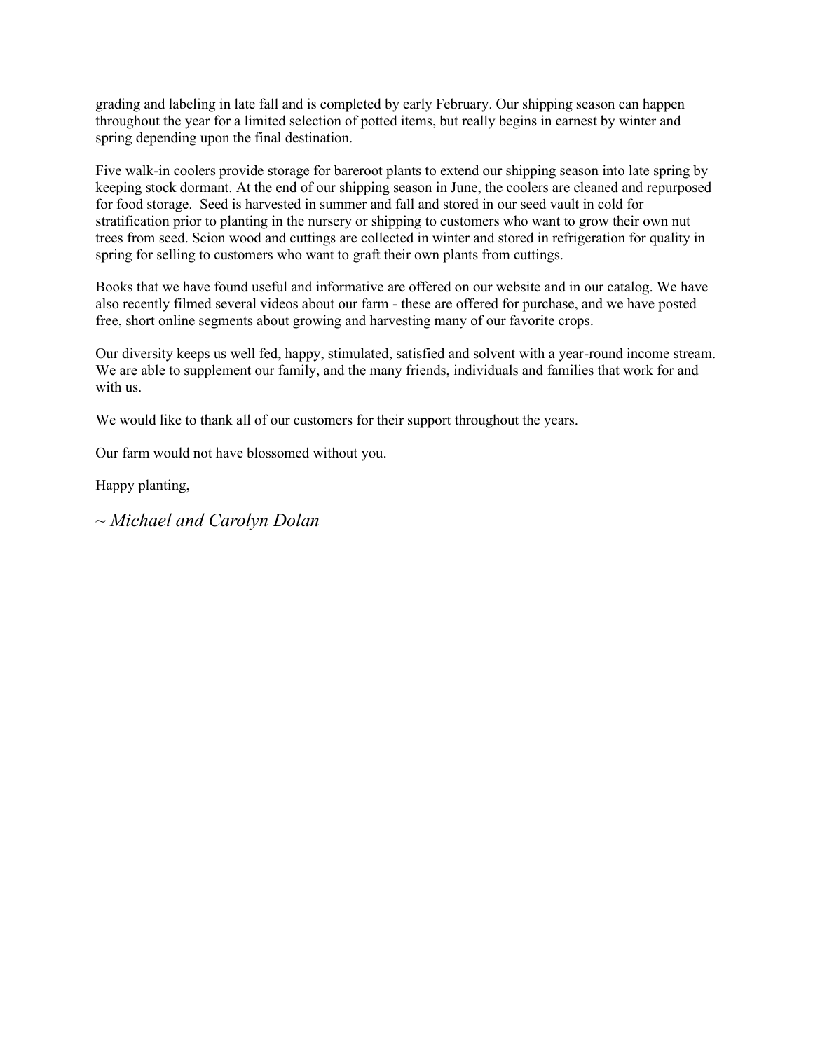grading and labeling in late fall and is completed by early February. Our shipping season can happen throughout the year for a limited selection of potted items, but really begins in earnest by winter and spring depending upon the final destination.

Five walk-in coolers provide storage for bareroot plants to extend our shipping season into late spring by keeping stock dormant. At the end of our shipping season in June, the coolers are cleaned and repurposed for food storage. Seed is harvested in summer and fall and stored in our seed vault in cold for stratification prior to planting in the nursery or shipping to customers who want to grow their own nut trees from seed. Scion wood and cuttings are collected in winter and stored in refrigeration for quality in spring for selling to customers who want to graft their own plants from cuttings.

Books that we have found useful and informative are offered on our website and in our catalog. We have also recently filmed several videos about our farm - these are offered for purchase, and we have posted free, short online segments about growing and harvesting many of our favorite crops.

Our diversity keeps us well fed, happy, stimulated, satisfied and solvent with a year-round income stream. We are able to supplement our family, and the many friends, individuals and families that work for and with us.

We would like to thank all of our customers for their support throughout the years.

Our farm would not have blossomed without you.

Happy planting,

*~ Michael and Carolyn Dolan*